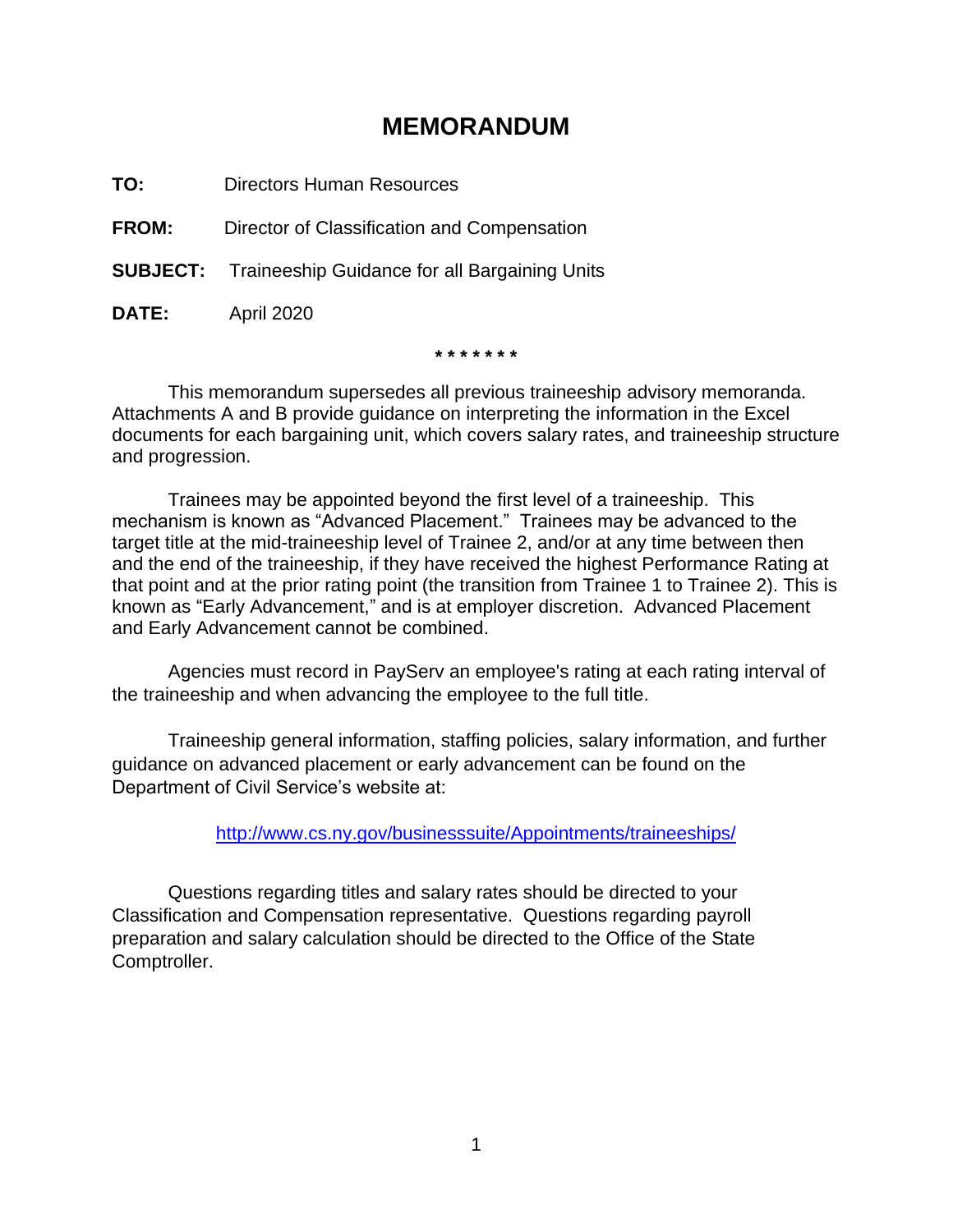# MEMORANDUM

**TO:** Directors Human Resources

**FROM:** Director of Classification and Compensation

**SUBJECT:** Traineeship Guidance for all Bargaining Units

**DATE:** April 2020

\* \* \* \* \* \* \*

This memorandum supersedes all previous traineeship advisory memoranda. Attachments A and B provide guidance on interpreting the information in the Excel documents for each bargaining unit, which covers salary rates, and traineeship structure and progression.

Trainees may be appointed beyond the first level of a traineeship. This mechanism is known as "Advanced Placement." Trainees may be advanced to the target title at the mid-traineeship level of Trainee 2, and/or at any time between then and the end of the traineeship, if they have received the highest Performance Rating at that point and at the prior rating point (the transition from Trainee 1 to Trainee 2). This is known as "Early Advancement," and is at employer discretion. Advanced Placement and Early Advancement cannot be combined.

Agencies must record in PayServ an employee's rating at each rating interval of the traineeship and when advancing the employee to the full title.

Traineeship general information, staffing policies, salary information, and further guidance on advanced placement or early advancement can be found on the Department of Civil Service's website at:

http://www.cs.ny.gov/businesssuite/Appointments/traineeships/

Questions regarding titles and salary rates should be directed to your Classification and Compensation representative. Questions regarding payroll preparation and salary calculation should be directed to the Office of the State Comptroller.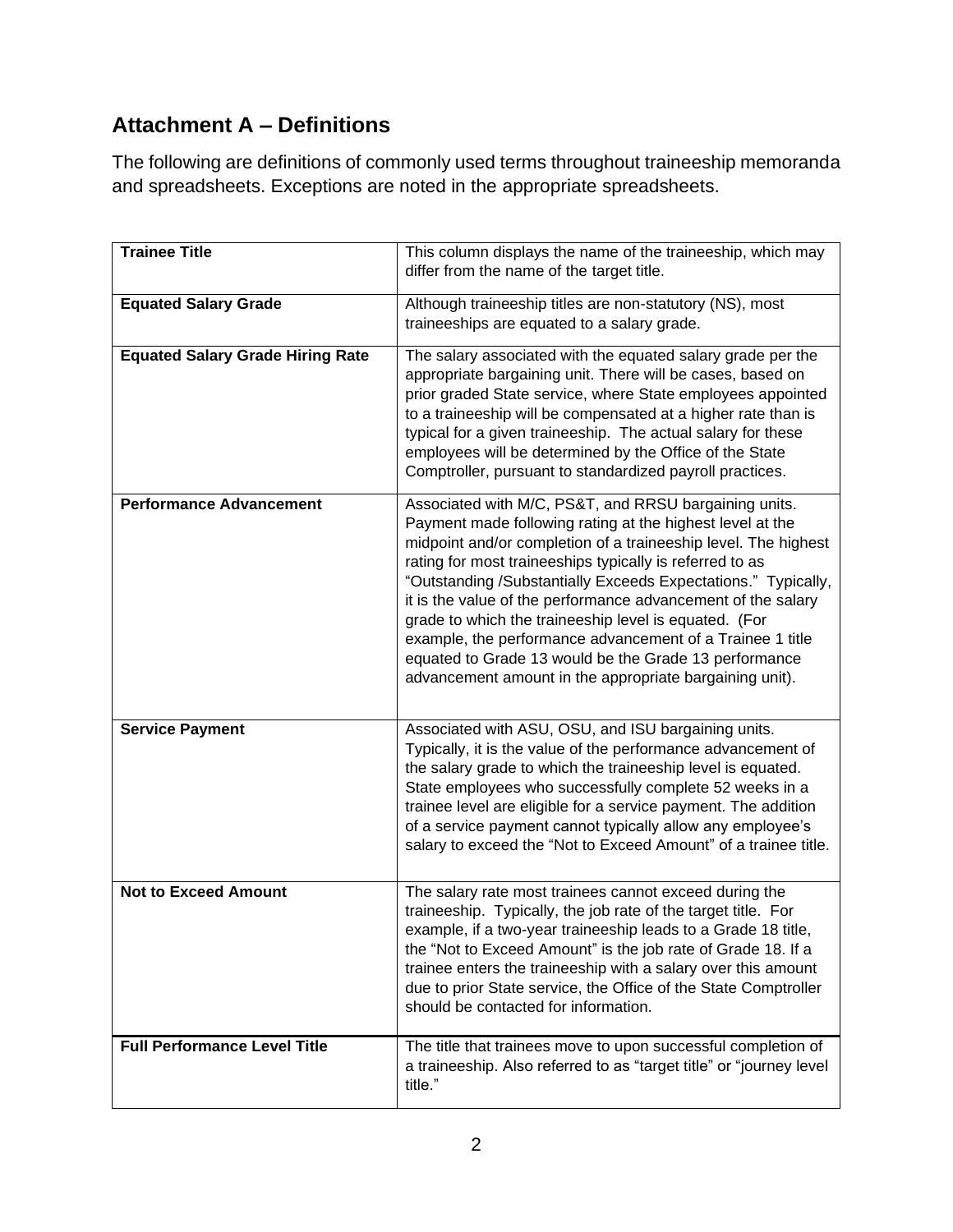## Attachment A – Definitions

The following are definitions of commonly used terms throughout traineeship memoranda and spreadsheets. Exceptions are noted in the appropriate spreadsheets.

| | |
|---|---|
| **Trainee Title** | This column displays the name of the traineeship, which may differ from the name of the target title. |
| **Equated Salary Grade** | Although traineeship titles are non-statutory (NS), most traineeships are equated to a salary grade. |
| **Equated Salary Grade Hiring Rate** | The salary associated with the equated salary grade per the appropriate bargaining unit. There will be cases, based on prior graded State service, where State employees appointed to a traineeship will be compensated at a higher rate than is typical for a given traineeship. The actual salary for these employees will be determined by the Office of the State Comptroller, pursuant to standardized payroll practices. |
| **Performance Advancement** | Associated with M/C, PS&T, and RRSU bargaining units. Payment made following rating at the highest level at the midpoint and/or completion of a traineeship level. The highest rating for most traineeships typically is referred to as "Outstanding /Substantially Exceeds Expectations." Typically, it is the value of the performance advancement of the salary grade to which the traineeship level is equated. (For example, the performance advancement of a Trainee 1 title equated to Grade 13 would be the Grade 13 performance advancement amount in the appropriate bargaining unit). |
| **Service Payment** | Associated with ASU, OSU, and ISU bargaining units. Typically, it is the value of the performance advancement of the salary grade to which the traineeship level is equated. State employees who successfully complete 52 weeks in a trainee level are eligible for a service payment. The addition of a service payment cannot typically allow any employee's salary to exceed the "Not to Exceed Amount" of a trainee title. |
| **Not to Exceed Amount** | The salary rate most trainees cannot exceed during the traineeship. Typically, the job rate of the target title. For example, if a two-year traineeship leads to a Grade 18 title, the "Not to Exceed Amount" is the job rate of Grade 18. If a trainee enters the traineeship with a salary over this amount due to prior State service, the Office of the State Comptroller should be contacted for information. |
| **Full Performance Level Title** | The title that trainees move to upon successful completion of a traineeship. Also referred to as "target title" or "journey level title." |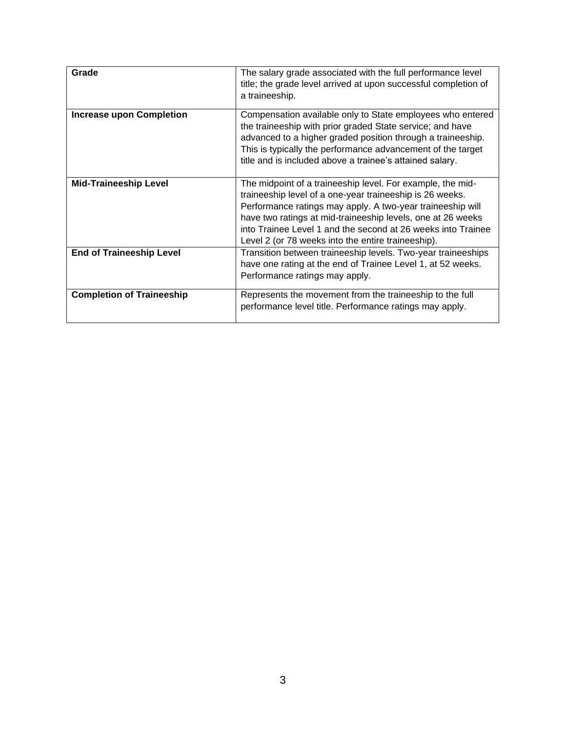| | |
|---|---|
| **Grade** | The salary grade associated with the full performance level title; the grade level arrived at upon successful completion of a traineeship. |
| **Increase upon Completion** | Compensation available only to State employees who entered the traineeship with prior graded State service; and have advanced to a higher graded position through a traineeship. This is typically the performance advancement of the target title and is included above a trainee's attained salary. |
| **Mid-Traineeship Level** | The midpoint of a traineeship level. For example, the mid-traineeship level of a one-year traineeship is 26 weeks. Performance ratings may apply. A two-year traineeship will have two ratings at mid-traineeship levels, one at 26 weeks into Trainee Level 1 and the second at 26 weeks into Trainee Level 2 (or 78 weeks into the entire traineeship). |
| **End of Traineeship Level** | Transition between traineeship levels. Two-year traineeships have one rating at the end of Trainee Level 1, at 52 weeks. Performance ratings may apply. |
| **Completion of Traineeship** | Represents the movement from the traineeship to the full performance level title. Performance ratings may apply. |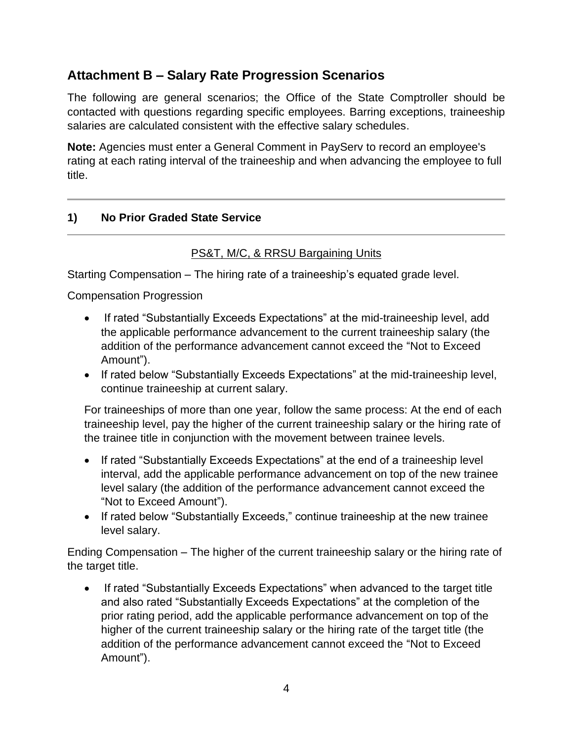## Attachment B – Salary Rate Progression Scenarios

The following are general scenarios; the Office of the State Comptroller should be contacted with questions regarding specific employees. Barring exceptions, traineeship salaries are calculated consistent with the effective salary schedules.

**Note:** Agencies must enter a General Comment in PayServ to record an employee's rating at each rating interval of the traineeship and when advancing the employee to full title.

---

### 1) No Prior Graded State Service

---

PS&T, M/C, & RRSU Bargaining Units

Starting Compensation – The hiring rate of a traineeship's equated grade level.

Compensation Progression

- If rated "Substantially Exceeds Expectations" at the mid-traineeship level, add the applicable performance advancement to the current traineeship salary (the addition of the performance advancement cannot exceed the "Not to Exceed Amount").
- If rated below "Substantially Exceeds Expectations" at the mid-traineeship level, continue traineeship at current salary.

For traineeships of more than one year, follow the same process: At the end of each traineeship level, pay the higher of the current traineeship salary or the hiring rate of the trainee title in conjunction with the movement between trainee levels.

- If rated "Substantially Exceeds Expectations" at the end of a traineeship level interval, add the applicable performance advancement on top of the new trainee level salary (the addition of the performance advancement cannot exceed the "Not to Exceed Amount").
- If rated below "Substantially Exceeds," continue traineeship at the new trainee level salary.

Ending Compensation – The higher of the current traineeship salary or the hiring rate of the target title.

- If rated "Substantially Exceeds Expectations" when advanced to the target title and also rated "Substantially Exceeds Expectations" at the completion of the prior rating period, add the applicable performance advancement on top of the higher of the current traineeship salary or the hiring rate of the target title (the addition of the performance advancement cannot exceed the "Not to Exceed Amount").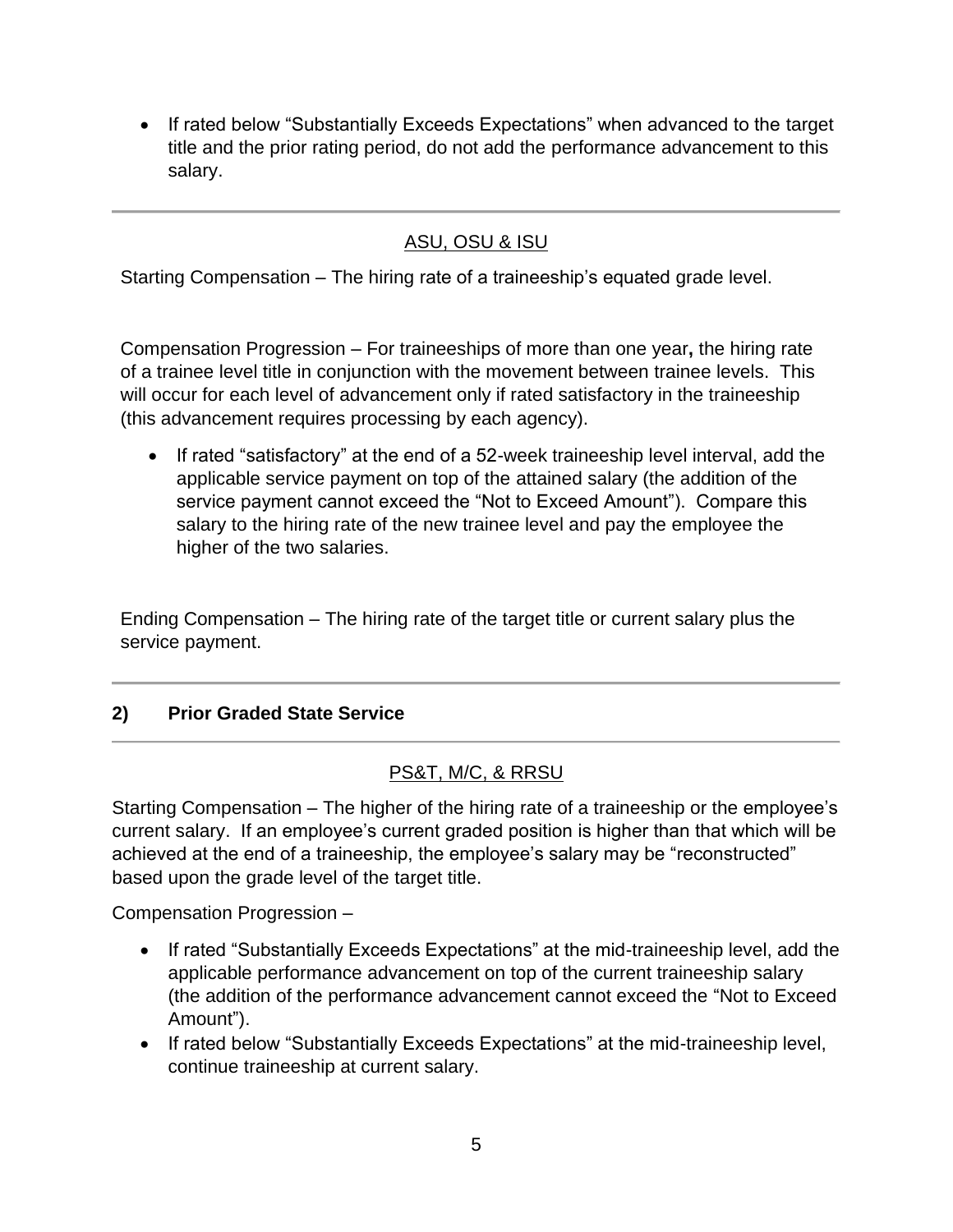- If rated below “Substantially Exceeds Expectations” when advanced to the target title and the prior rating period, do not add the performance advancement to this salary.

---

### ASU, OSU & ISU

Starting Compensation – The hiring rate of a traineeship’s equated grade level.

Compensation Progression – For traineeships of more than one year**,** the hiring rate of a trainee level title in conjunction with the movement between trainee levels. This will occur for each level of advancement only if rated satisfactory in the traineeship (this advancement requires processing by each agency).

- If rated “satisfactory” at the end of a 52-week traineeship level interval, add the applicable service payment on top of the attained salary (the addition of the service payment cannot exceed the “Not to Exceed Amount”). Compare this salary to the hiring rate of the new trainee level and pay the employee the higher of the two salaries.

Ending Compensation – The hiring rate of the target title or current salary plus the service payment.

---

## 2) Prior Graded State Service

---

### PS&T, M/C, & RRSU

Starting Compensation – The higher of the hiring rate of a traineeship or the employee’s current salary. If an employee’s current graded position is higher than that which will be achieved at the end of a traineeship, the employee’s salary may be “reconstructed” based upon the grade level of the target title.

Compensation Progression –

- If rated “Substantially Exceeds Expectations” at the mid-traineeship level, add the applicable performance advancement on top of the current traineeship salary (the addition of the performance advancement cannot exceed the “Not to Exceed Amount”).
- If rated below “Substantially Exceeds Expectations” at the mid-traineeship level, continue traineeship at current salary.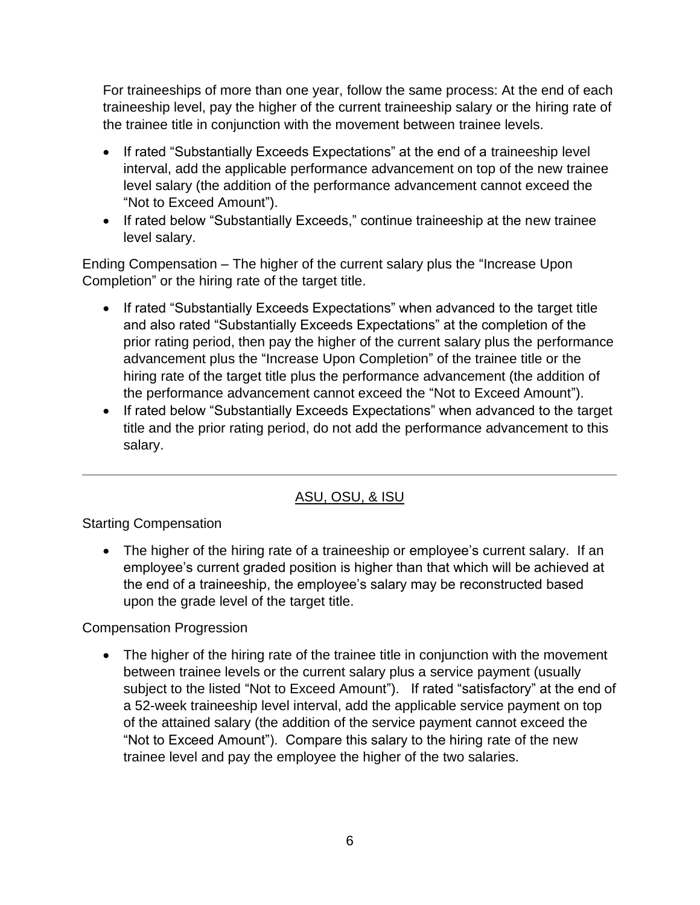For traineeships of more than one year, follow the same process: At the end of each traineeship level, pay the higher of the current traineeship salary or the hiring rate of the trainee title in conjunction with the movement between trainee levels.

- If rated “Substantially Exceeds Expectations” at the end of a traineeship level interval, add the applicable performance advancement on top of the new trainee level salary (the addition of the performance advancement cannot exceed the “Not to Exceed Amount”).
- If rated below “Substantially Exceeds,” continue traineeship at the new trainee level salary.

Ending Compensation – The higher of the current salary plus the “Increase Upon Completion” or the hiring rate of the target title.

- If rated “Substantially Exceeds Expectations” when advanced to the target title and also rated “Substantially Exceeds Expectations” at the completion of the prior rating period, then pay the higher of the current salary plus the performance advancement plus the “Increase Upon Completion” of the trainee title or the hiring rate of the target title plus the performance advancement (the addition of the performance advancement cannot exceed the “Not to Exceed Amount”).
- If rated below “Substantially Exceeds Expectations” when advanced to the target title and the prior rating period, do not add the performance advancement to this salary.

---

## ASU, OSU, & ISU

Starting Compensation

- The higher of the hiring rate of a traineeship or employee’s current salary. If an employee’s current graded position is higher than that which will be achieved at the end of a traineeship, the employee’s salary may be reconstructed based upon the grade level of the target title.

Compensation Progression

- The higher of the hiring rate of the trainee title in conjunction with the movement between trainee levels or the current salary plus a service payment (usually subject to the listed “Not to Exceed Amount”). If rated “satisfactory” at the end of a 52-week traineeship level interval, add the applicable service payment on top of the attained salary (the addition of the service payment cannot exceed the “Not to Exceed Amount”). Compare this salary to the hiring rate of the new trainee level and pay the employee the higher of the two salaries.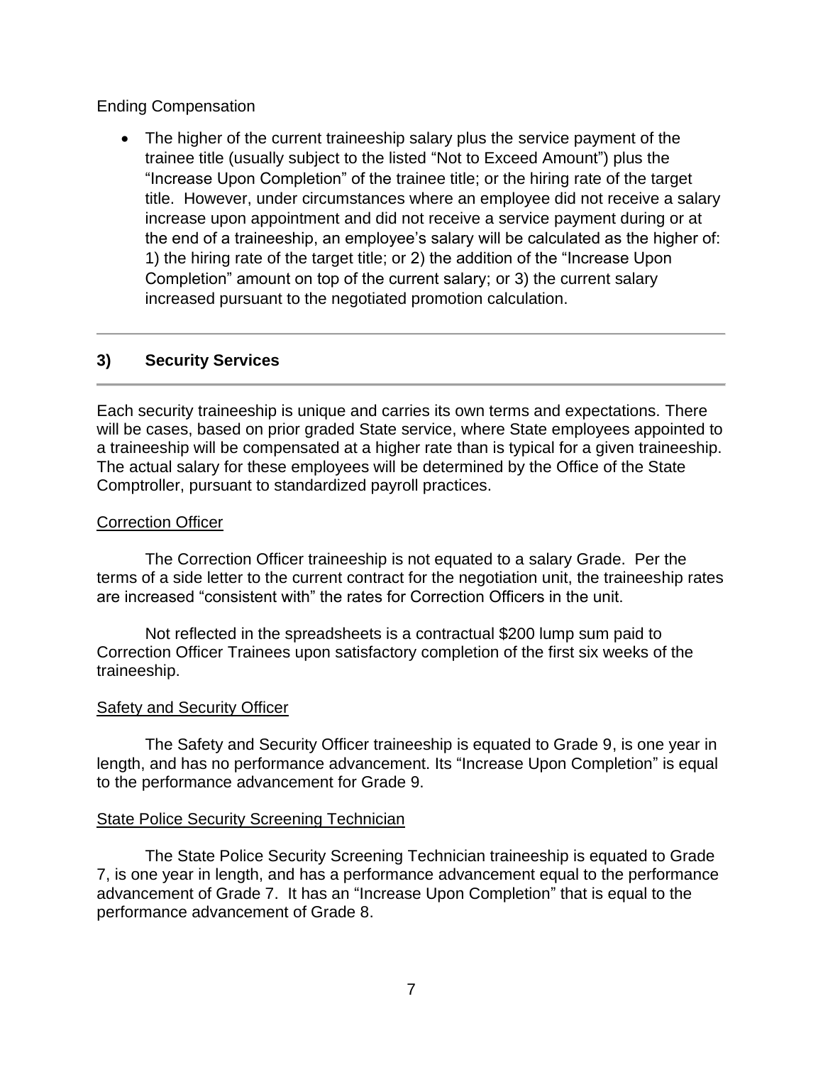Ending Compensation

- The higher of the current traineeship salary plus the service payment of the trainee title (usually subject to the listed "Not to Exceed Amount") plus the "Increase Upon Completion" of the trainee title; or the hiring rate of the target title. However, under circumstances where an employee did not receive a salary increase upon appointment and did not receive a service payment during or at the end of a traineeship, an employee's salary will be calculated as the higher of: 1) the hiring rate of the target title; or 2) the addition of the "Increase Upon Completion" amount on top of the current salary; or 3) the current salary increased pursuant to the negotiated promotion calculation.

---

## 3) Security Services

---

Each security traineeship is unique and carries its own terms and expectations. There will be cases, based on prior graded State service, where State employees appointed to a traineeship will be compensated at a higher rate than is typical for a given traineeship. The actual salary for these employees will be determined by the Office of the State Comptroller, pursuant to standardized payroll practices.

Correction Officer

The Correction Officer traineeship is not equated to a salary Grade. Per the terms of a side letter to the current contract for the negotiation unit, the traineeship rates are increased "consistent with" the rates for Correction Officers in the unit.

Not reflected in the spreadsheets is a contractual $200 lump sum paid to Correction Officer Trainees upon satisfactory completion of the first six weeks of the traineeship.

Safety and Security Officer

The Safety and Security Officer traineeship is equated to Grade 9, is one year in length, and has no performance advancement. Its "Increase Upon Completion" is equal to the performance advancement for Grade 9.

State Police Security Screening Technician

The State Police Security Screening Technician traineeship is equated to Grade 7, is one year in length, and has a performance advancement equal to the performance advancement of Grade 7. It has an "Increase Upon Completion" that is equal to the performance advancement of Grade 8.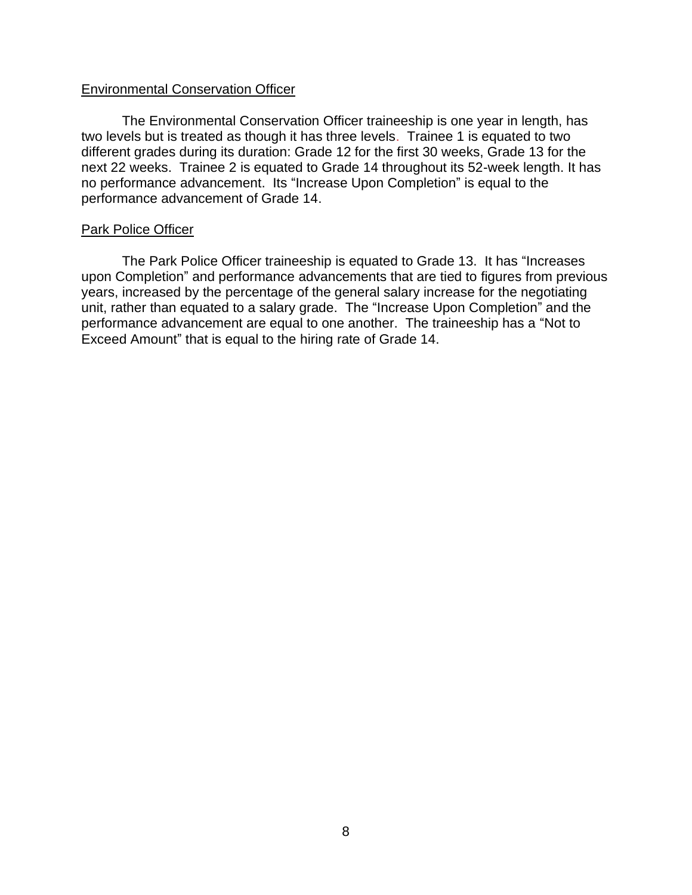Environmental Conservation Officer

The Environmental Conservation Officer traineeship is one year in length, has two levels but is treated as though it has three levels. Trainee 1 is equated to two different grades during its duration: Grade 12 for the first 30 weeks, Grade 13 for the next 22 weeks. Trainee 2 is equated to Grade 14 throughout its 52-week length. It has no performance advancement. Its “Increase Upon Completion” is equal to the performance advancement of Grade 14.

Park Police Officer

The Park Police Officer traineeship is equated to Grade 13. It has “Increases upon Completion” and performance advancements that are tied to figures from previous years, increased by the percentage of the general salary increase for the negotiating unit, rather than equated to a salary grade. The “Increase Upon Completion” and the performance advancement are equal to one another. The traineeship has a “Not to Exceed Amount” that is equal to the hiring rate of Grade 14.